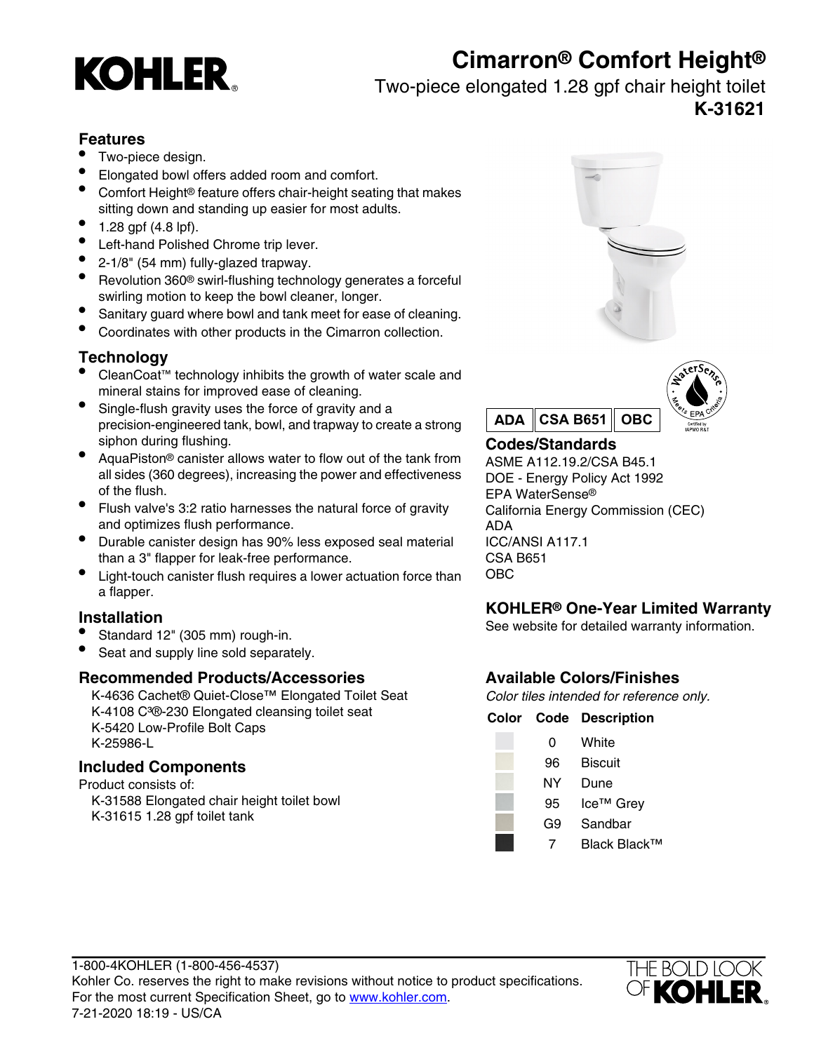# KOHLER

## Cimarron® Comfort Height®

Two-piece elongated 1.28 gpf chair height toilet

**K-31621**

### Features

- Two-piece design.
- Elongated bowl offers added room and comfort.
- Comfort Height® feature offers chair-height seating that makes sitting down and standing up easier for most adults.
- 1.28 gpf (4.8 lpf).
- Left-hand Polished Chrome trip lever.
- 2-1/8" (54 mm) fully-glazed trapway.
- Revolution 360® swirl-flushing technology generates a forceful swirling motion to keep the bowl cleaner, longer.
- Sanitary guard where bowl and tank meet for ease of cleaning.
- Coordinates with other products in the Cimarron collection.

### Technology

- CleanCoat™ technology inhibits the growth of water scale and mineral stains for improved ease of cleaning.
- Single-flush gravity uses the force of gravity and a precision-engineered tank, bowl, and trapway to create a strong siphon during flushing.
- AquaPiston® canister allows water to flow out of the tank from all sides (360 degrees), increasing the power and effectiveness of the flush.
- Flush valve's 3:2 ratio harnesses the natural force of gravity and optimizes flush performance.
- Durable canister design has 90% less exposed seal material than a 3" flapper for leak-free performance.
- Light-touch canister flush requires a lower actuation force than a flapper.

### Installation

- Standard 12" (305 mm) rough-in.
- Seat and supply line sold separately.

### Recommended Products/Accessories

K-4636 Cachet® Quiet-Close™ Elongated Toilet Seat
K-4108 C³®-230 Elongated cleansing toilet seat
K-5420 Low-Profile Bolt Caps
K-25986-L

### Included Components

Product consists of:

K-31588 Elongated chair height toilet bowl
K-31615 1.28 gpf toilet tank

**ADA** | **CSA B651** | **OBC**

### Codes/Standards

ASME A112.19.2/CSA B45.1
DOE - Energy Policy Act 1992
EPA WaterSense®
California Energy Commission (CEC)
ADA
ICC/ANSI A117.1
CSA B651
OBC

### KOHLER® One-Year Limited Warranty

See website for detailed warranty information.

### Available Colors/Finishes

*Color tiles intended for reference only.*

| Color | Code | Description |
|---|---|---|
| | 0 | White |
| | 96 | Biscuit |
| | NY | Dune |
| | 95 | Ice™ Grey |
| | G9 | Sandbar |
| | 7 | Black Black™ |

1-800-4KOHLER (1-800-456-4537)
Kohler Co. reserves the right to make revisions without notice to product specifications.
For the most current Specification Sheet, go to www.kohler.com.
7-21-2020 18:19 - US/CA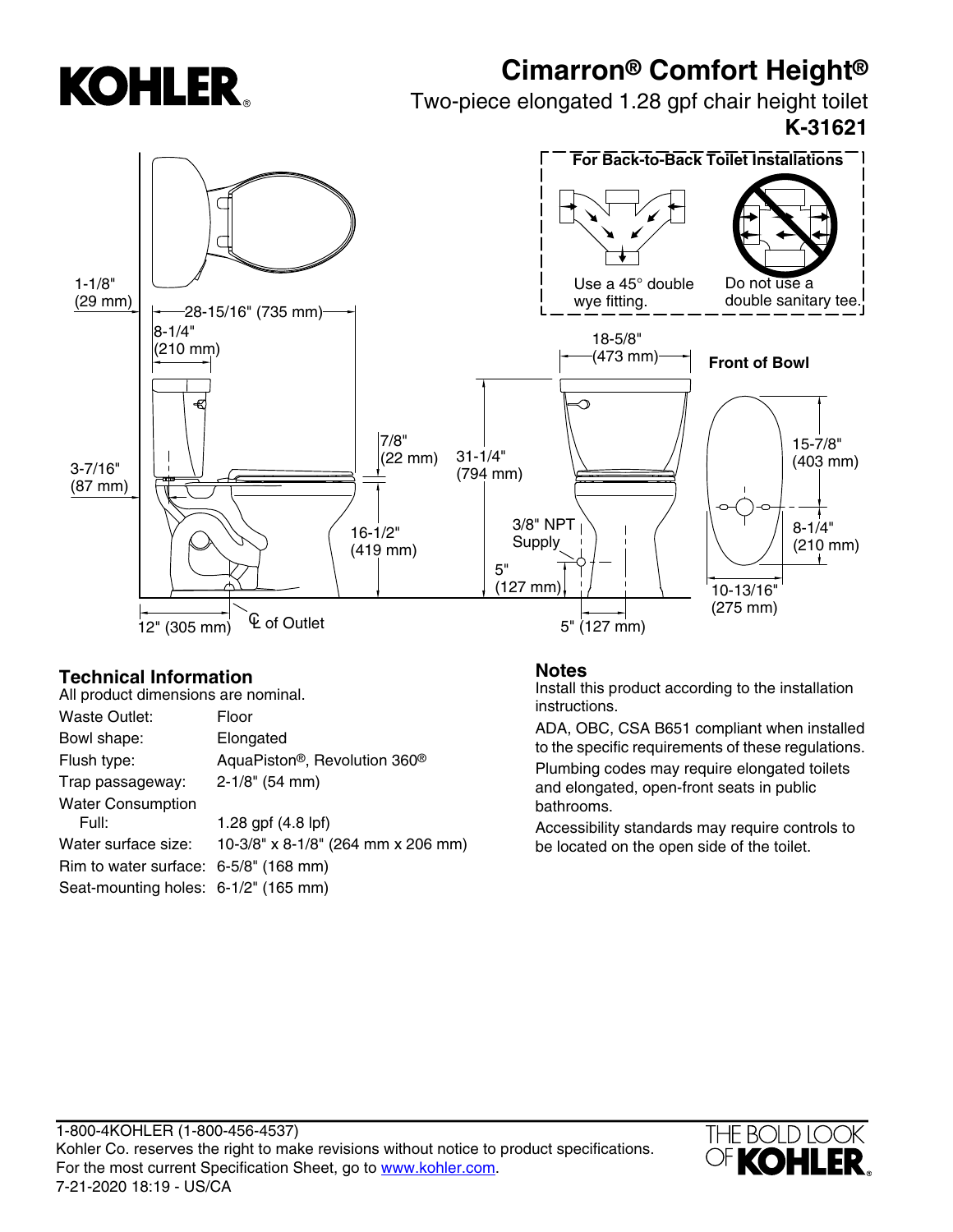# Cimarron® Comfort Height®

Two-piece elongated 1.28 gpf chair height toilet

**K-31621**

**For Back-to-Back Toilet Installations**

Use a 45° double wye fitting.

Do not use a double sanitary tee.

1-1/8" (29 mm)

28-15/16" (735 mm)

8-1/4" (210 mm)

18-5/8" (473 mm)

**Front of Bowl**

7/8" (22 mm)

31-1/4" (794 mm)

15-7/8" (403 mm)

3-7/16" (87 mm)

16-1/2" (419 mm)

3/8" NPT Supply

8-1/4" (210 mm)

5" (127 mm)

10-13/16" (275 mm)

12" (305 mm)

℄ of Outlet

5" (127 mm)

## Technical Information

All product dimensions are nominal.

| | |
|---|---|
| Waste Outlet: | Floor |
| Bowl shape: | Elongated |
| Flush type: | AquaPiston®, Revolution 360® |
| Trap passageway: | 2-1/8" (54 mm) |
| Water Consumption | |
| Full: | 1.28 gpf (4.8 lpf) |
| Water surface size: | 10-3/8" x 8-1/8" (264 mm x 206 mm) |
| Rim to water surface: | 6-5/8" (168 mm) |
| Seat-mounting holes: | 6-1/2" (165 mm) |

## Notes

Install this product according to the installation instructions.

ADA, OBC, CSA B651 compliant when installed to the specific requirements of these regulations.

Plumbing codes may require elongated toilets and elongated, open-front seats in public bathrooms.

Accessibility standards may require controls to be located on the open side of the toilet.

1-800-4KOHLER (1-800-456-4537)
Kohler Co. reserves the right to make revisions without notice to product specifications.
For the most current Specification Sheet, go to www.kohler.com.
7-21-2020 18:19 - US/CA